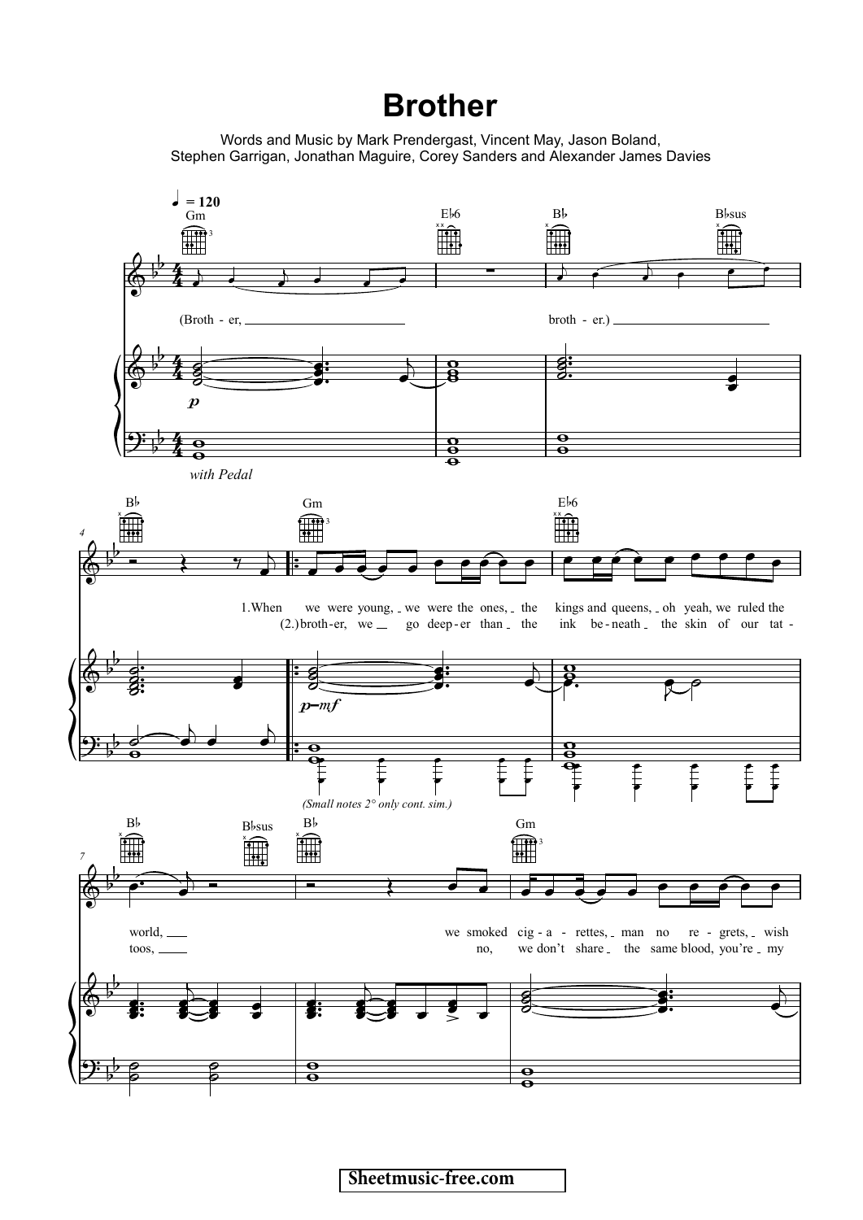# Brother

Words and Music by Mark Prendergast, Vincent May, Jason Boland, Stephen Garrigan, Jonathan Maguire, Corey Sanders and Alexander James Davies

♩ = 120

Gm | E♭6 | B♭ | B♭sus

(Broth - er, \_\_\_ broth - er.) \_\_\_

*p*

*with Pedal*

B♭ | Gm | E♭6

1.When we were young, we were the ones, the kings and queens, oh yeah, we ruled the

(2.)broth - er, we \_\_ go deep - er than \_ the ink be - neath \_ the skin of our tat -

*p–mf*

*(Small notes 2° only cont. sim.)*

B♭ | B♭sus | B♭ | Gm

world, \_\_\_ we smoked cig - a - rettes, \_ man no re - grets, \_ wish

toos, \_\_\_ no, we don't share \_ the same blood, you're \_ my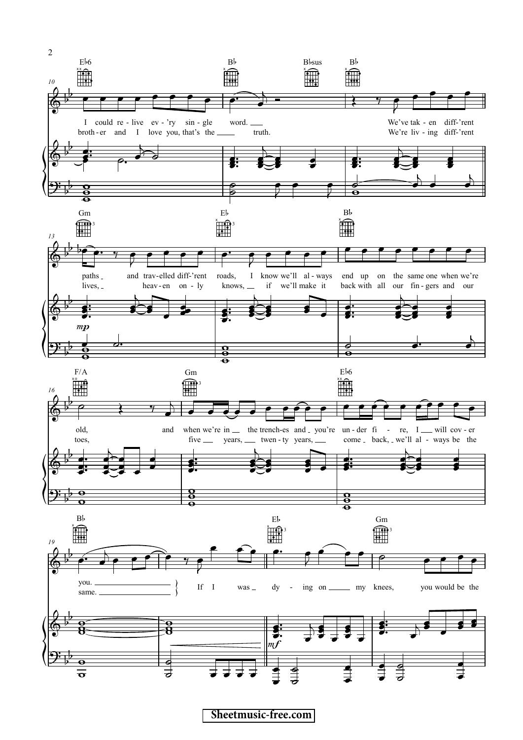I could re-live ev-'ry sin-gle word. We've tak-en diff-'rent paths and trav-elled diff-'rent roads, I know we'll al-ways end up on the same one when we're old, and when we're in the trench-es and you're un-der fi-re, I will cov-er you.

broth-er and I love you, that's the truth. We're liv-ing diff-'rent lives, heav-en on-ly knows, if we'll make it back with all our fin-gers and our toes, five years, twen-ty years, come back, we'll al-ways be the same.

If I was dy-ing on my knees, you would be the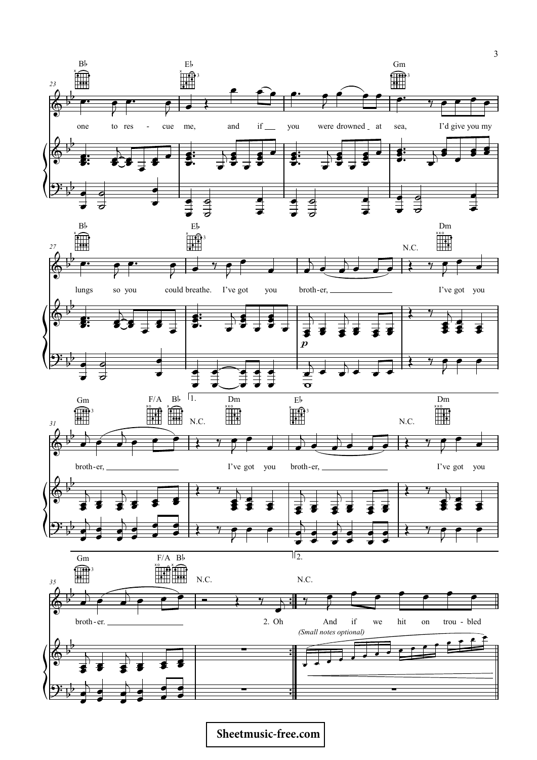Bb Eb Gm

one to res - cue me, and if you were drowned at sea, I'd give you my

Bb Eb N.C. Dm

lungs so you could breathe. I've got you broth-er, I've got you

*p*

Gm F/A Bb 1. N.C. Dm Eb N.C. Dm

broth-er, I've got you broth-er, I've got you

Gm F/A Bb N.C. 2. N.C.

broth - er. 2. Oh And if we hit on trou - bled

*(Small notes optional)*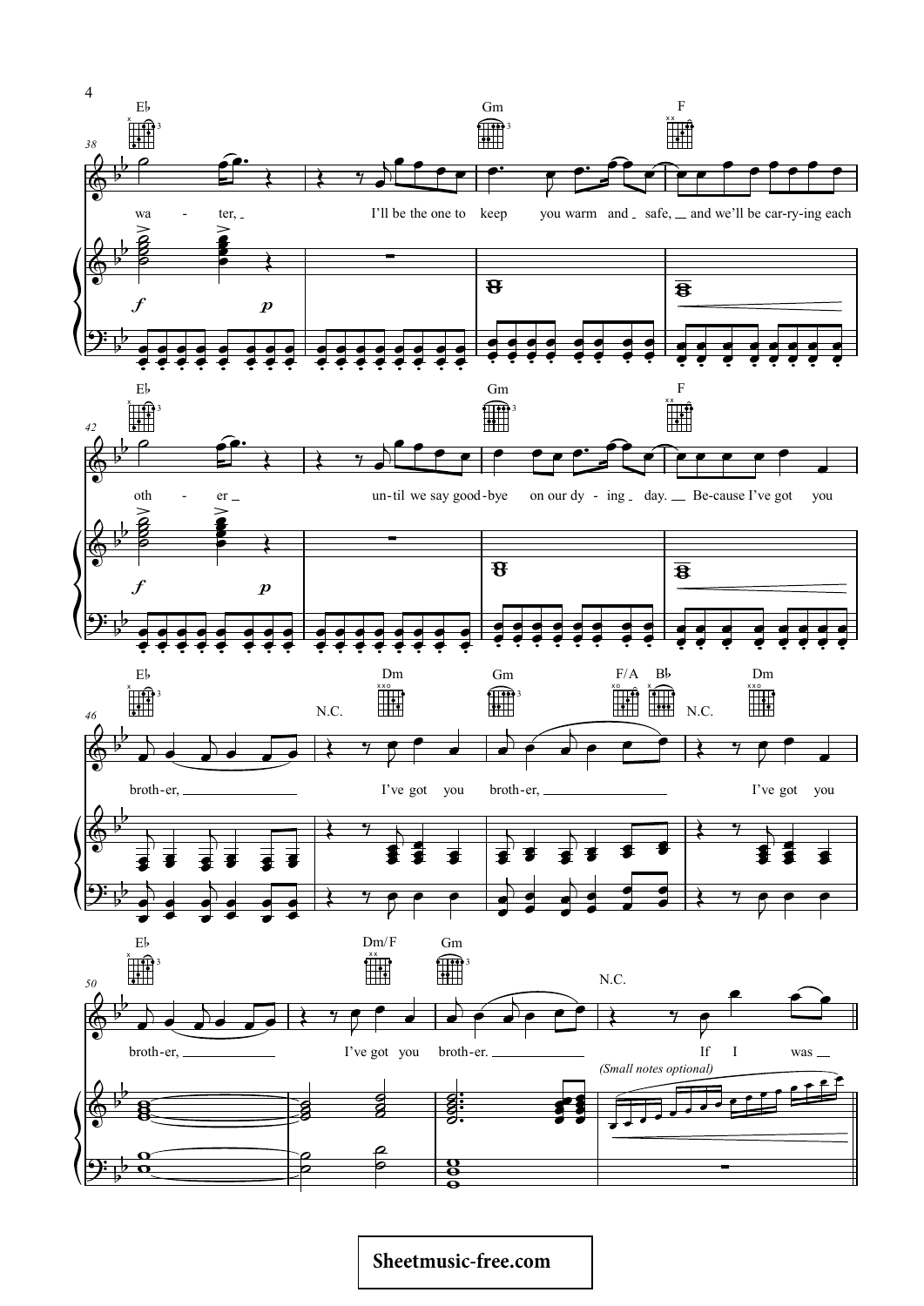Eb Gm F

wa - ter, I'll be the one to keep you warm and safe, and we'll be car-ry-ing each

Eb Gm F

oth - er un-til we say good-bye on our dy - ing day. Be-cause I've got you

Eb N.C. Dm Gm F/A Bb N.C. Dm

broth-er, I've got you broth-er, I've got you

Eb Dm/F Gm N.C.

broth-er, I've got you broth-er. If I was

*(Small notes optional)*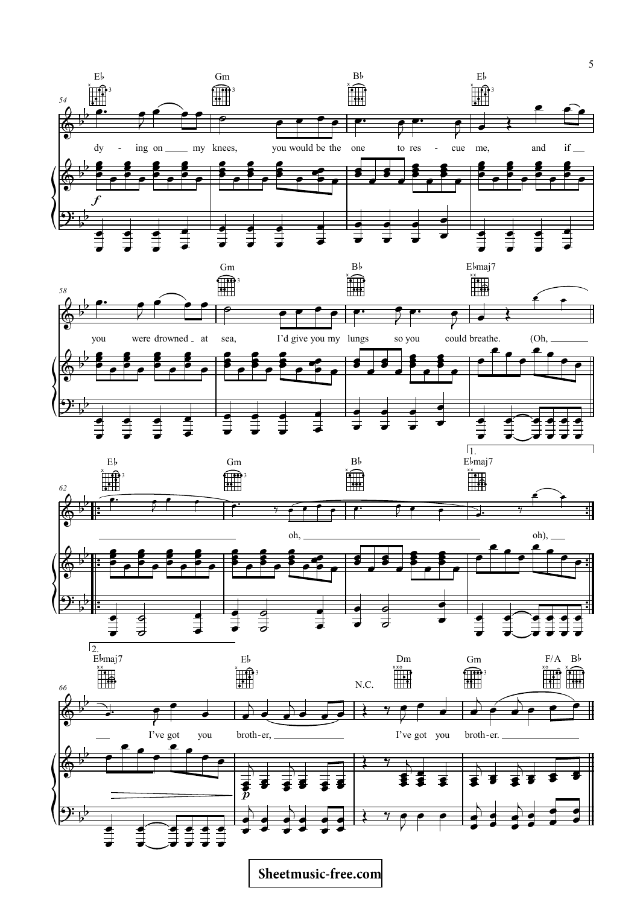dy - ing on my knees, you would be the one to res - cue me, and if you were drowned at sea, I'd give you my lungs so you could breathe. (Oh, oh, oh), I've got you broth-er, I've got you broth-er.